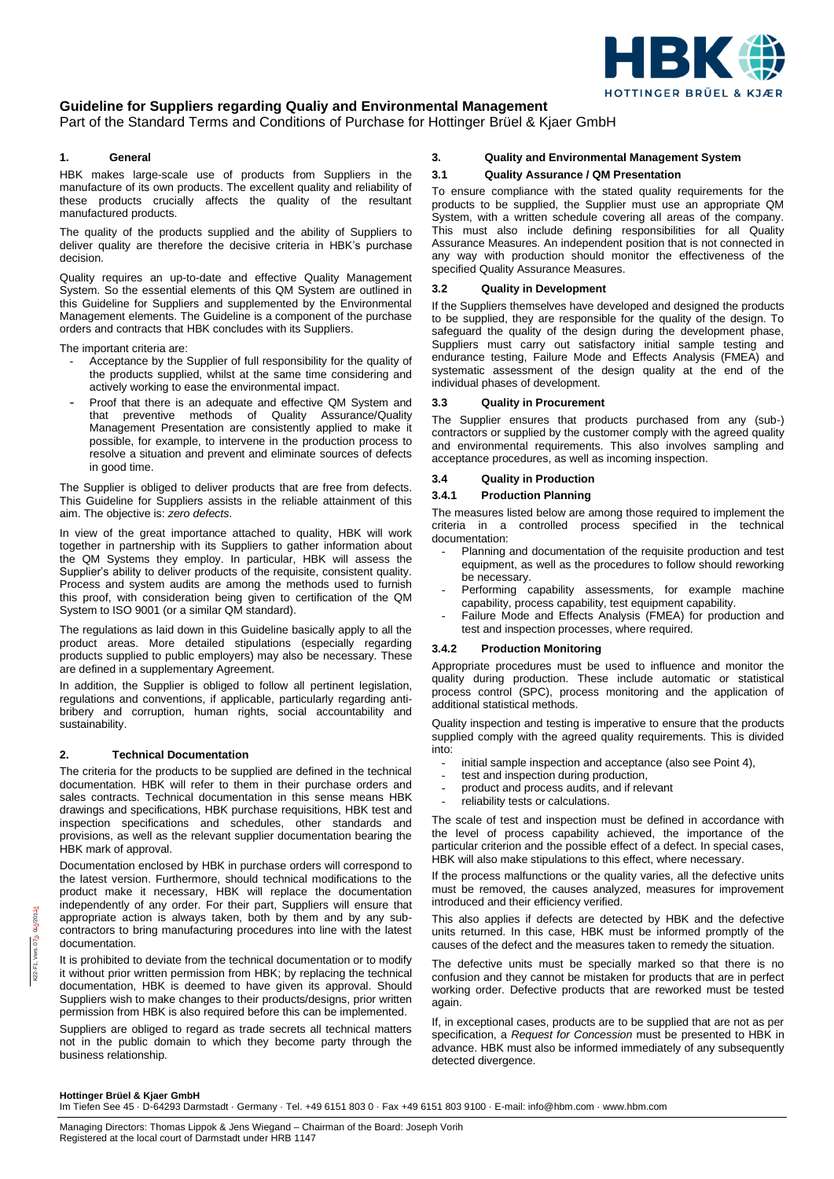# Guideline for Suppliers regarding Qualiy and Environmental Management

Part of the Standard Terms and Conditions of Purchase for Hottinger Brüel & Kjaer GmbH

## 1. General

HBK makes large-scale use of products from Suppliers in the manufacture of its own products. The excellent quality and reliability of these products crucially affects the quality of the resultant manufactured products.

The quality of the products supplied and the ability of Suppliers to deliver quality are therefore the decisive criteria in HBK's purchase decision.

Quality requires an up-to-date and effective Quality Management System. So the essential elements of this QM System are outlined in this Guideline for Suppliers and supplemented by the Environmental Management elements. The Guideline is a component of the purchase orders and contracts that HBK concludes with its Suppliers.

The important criteria are:

- Acceptance by the Supplier of full responsibility for the quality of the products supplied, whilst at the same time considering and actively working to ease the environmental impact.
- Proof that there is an adequate and effective QM System and that preventive methods of Quality Assurance/Quality Management Presentation are consistently applied to make it possible, for example, to intervene in the production process to resolve a situation and prevent and eliminate sources of defects in good time.

The Supplier is obliged to deliver products that are free from defects. This Guideline for Suppliers assists in the reliable attainment of this aim. The objective is: *zero defects*.

In view of the great importance attached to quality, HBK will work together in partnership with its Suppliers to gather information about the QM Systems they employ. In particular, HBK will assess the Supplier's ability to deliver products of the requisite, consistent quality. Process and system audits are among the methods used to furnish this proof, with consideration being given to certification of the QM System to ISO 9001 (or a similar QM standard).

The regulations as laid down in this Guideline basically apply to all the product areas. More detailed stipulations (especially regarding products supplied to public employers) may also be necessary. These are defined in a supplementary Agreement.

In addition, the Supplier is obliged to follow all pertinent legislation, regulations and conventions, if applicable, particularly regarding anti-bribery and corruption, human rights, social accountability and sustainability.

## 2. Technical Documentation

The criteria for the products to be supplied are defined in the technical documentation. HBK will refer to them in their purchase orders and sales contracts. Technical documentation in this sense means HBK drawings and specifications, HBK purchase requisitions, HBK test and inspection specifications and schedules, other standards and provisions, as well as the relevant supplier documentation bearing the HBK mark of approval.

Documentation enclosed by HBK in purchase orders will correspond to the latest version. Furthermore, should technical modifications to the product make it necessary, HBK will replace the documentation independently of any order. For their part, Suppliers will ensure that appropriate action is always taken, both by them and by any sub-contractors to bring manufacturing procedures into line with the latest documentation.

It is prohibited to deviate from the technical documentation or to modify it without prior written permission from HBK; by replacing the technical documentation, HBK is deemed to have given its approval. Should Suppliers wish to make changes to their products/designs, prior written permission from HBK is also required before this can be implemented.

Suppliers are obliged to regard as trade secrets all technical matters not in the public domain to which they become party through the business relationship.

## 3. Quality and Environmental Management System

### 3.1 Quality Assurance / QM Presentation

To ensure compliance with the stated quality requirements for the products to be supplied, the Supplier must use an appropriate QM System, with a written schedule covering all areas of the company. This must also include defining responsibilities for all Quality Assurance Measures. An independent position that is not connected in any way with production should monitor the effectiveness of the specified Quality Assurance Measures.

### 3.2 Quality in Development

If the Suppliers themselves have developed and designed the products to be supplied, they are responsible for the quality of the design. To safeguard the quality of the design during the development phase, Suppliers must carry out satisfactory initial sample testing and endurance testing, Failure Mode and Effects Analysis (FMEA) and systematic assessment of the design quality at the end of the individual phases of development.

### 3.3 Quality in Procurement

The Supplier ensures that products purchased from any (sub-) contractors or supplied by the customer comply with the agreed quality and environmental requirements. This also involves sampling and acceptance procedures, as well as incoming inspection.

### 3.4 Quality in Production

#### 3.4.1 Production Planning

The measures listed below are among those required to implement the criteria in a controlled process specified in the technical documentation:

- Planning and documentation of the requisite production and test equipment, as well as the procedures to follow should reworking be necessary.
- Performing capability assessments, for example machine capability, process capability, test equipment capability.
- Failure Mode and Effects Analysis (FMEA) for production and test and inspection processes, where required.

#### 3.4.2 Production Monitoring

Appropriate procedures must be used to influence and monitor the quality during production. These include automatic or statistical process control (SPC), process monitoring and the application of additional statistical methods.

Quality inspection and testing is imperative to ensure that the products supplied comply with the agreed quality requirements. This is divided into:

- initial sample inspection and acceptance (also see Point 4),
- test and inspection during production,
- product and process audits, and if relevant
- reliability tests or calculations.

The scale of test and inspection must be defined in accordance with the level of process capability achieved, the importance of the particular criterion and the possible effect of a defect. In special cases, HBK will also make stipulations to this effect, where necessary.

If the process malfunctions or the quality varies, all the defective units must be removed, the causes analyzed, measures for improvement introduced and their efficiency verified.

This also applies if defects are detected by HBK and the defective units returned. In this case, HBK must be informed promptly of the causes of the defect and the measures taken to remedy the situation.

The defective units must be specially marked so that there is no confusion and they cannot be mistaken for products that are in perfect working order. Defective products that are reworked must be tested again.

If, in exceptional cases, products are to be supplied that are not as per specification, a *Request for Concession* must be presented to HBK in advance. HBK must also be informed immediately of any subsequently detected divergence.

**Hottinger Brüel & Kjaer GmbH**
Im Tiefen See 45 · D-64293 Darmstadt · Germany · Tel. +49 6151 803 0 · Fax +49 6151 803 9100 · E-mail: info@hbm.com · www.hbm.com

Managing Directors: Thomas Lippok & Jens Wiegand – Chairman of the Board: Joseph Vorih
Registered at the local court of Darmstadt under HRB 1147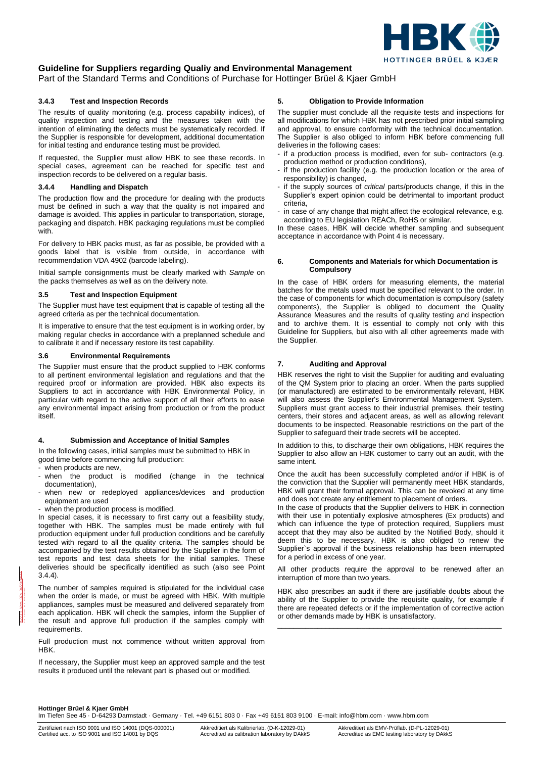# Guideline for Suppliers regarding Qualiy and Environmental Management

Part of the Standard Terms and Conditions of Purchase for Hottinger Brüel & Kjaer GmbH

### 3.4.3 Test and Inspection Records

The results of quality monitoring (e.g. process capability indices), of quality inspection and testing and the measures taken with the intention of eliminating the defects must be systematically recorded. If the Supplier is responsible for development, additional documentation for initial testing and endurance testing must be provided.

If requested, the Supplier must allow HBK to see these records. In special cases, agreement can be reached for specific test and inspection records to be delivered on a regular basis.

### 3.4.4 Handling and Dispatch

The production flow and the procedure for dealing with the products must be defined in such a way that the quality is not impaired and damage is avoided. This applies in particular to transportation, storage, packaging and dispatch. HBK packaging regulations must be complied with.

For delivery to HBK packs must, as far as possible, be provided with a goods label that is visible from outside, in accordance with recommendation VDA 4902 (barcode labeling).

Initial sample consignments must be clearly marked with *Sample* on the packs themselves as well as on the delivery note.

### 3.5 Test and Inspection Equipment

The Supplier must have test equipment that is capable of testing all the agreed criteria as per the technical documentation.

It is imperative to ensure that the test equipment is in working order, by making regular checks in accordance with a preplanned schedule and to calibrate it and if necessary restore its test capability.

### 3.6 Environmental Requirements

The Supplier must ensure that the product supplied to HBK conforms to all pertinent environmental legislation and regulations and that the required proof or information are provided. HBK also expects its Suppliers to act in accordance with HBK Environmental Policy, in particular with regard to the active support of all their efforts to ease any environmental impact arising from production or from the product itself.

## 4. Submission and Acceptance of Initial Samples

In the following cases, initial samples must be submitted to HBK in good time before commencing full production:

- when products are new,
- when the product is modified (change in the technical documentation),
- when new or redeployed appliances/devices and production equipment are used
- when the production process is modified.

In special cases, it is necessary to first carry out a feasibility study, together with HBK. The samples must be made entirely with full production equipment under full production conditions and be carefully tested with regard to all the quality criteria. The samples should be accompanied by the test results obtained by the Supplier in the form of test reports and test data sheets for the initial samples. These deliveries should be specifically identified as such (also see Point 3.4.4).

The number of samples required is stipulated for the individual case when the order is made, or must be agreed with HBK. With multiple appliances, samples must be measured and delivered separately from each application. HBK will check the samples, inform the Supplier of the result and approve full production if the samples comply with requirements.

Full production must not commence without written approval from HBK.

If necessary, the Supplier must keep an approved sample and the test results it produced until the relevant part is phased out or modified.

## 5. Obligation to Provide Information

The supplier must conclude all the requisite tests and inspections for all modifications for which HBK has not prescribed prior initial sampling and approval, to ensure conformity with the technical documentation. The Supplier is also obliged to inform HBK before commencing full deliveries in the following cases:

- if a production process is modified, even for sub- contractors (e.g. production method or production conditions),
- if the production facility (e.g. the production location or the area of responsibility) is changed,
- if the supply sources of *critical* parts/products change, if this in the Supplier's expert opinion could be detrimental to important product criteria,
- in case of any change that might affect the ecological relevance, e.g. according to EU legislation REACh, RoHS or similar.

In these cases, HBK will decide whether sampling and subsequent acceptance in accordance with Point 4 is necessary.

## 6. Components and Materials for which Documentation is Compulsory

In the case of HBK orders for measuring elements, the material batches for the metals used must be specified relevant to the order. In the case of components for which documentation is compulsory (safety components), the Supplier is obliged to document the Quality Assurance Measures and the results of quality testing and inspection and to archive them. It is essential to comply not only with this Guideline for Suppliers, but also with all other agreements made with the Supplier.

## 7. Auditing and Approval

HBK reserves the right to visit the Supplier for auditing and evaluating of the QM System prior to placing an order. When the parts supplied (or manufactured) are estimated to be environmentally relevant, HBK will also assess the Supplier's Environmental Management System. Suppliers must grant access to their industrial premises, their testing centers, their stores and adjacent areas, as well as allowing relevant documents to be inspected. Reasonable restrictions on the part of the Supplier to safeguard their trade secrets will be accepted.

In addition to this, to discharge their own obligations, HBK requires the Supplier to also allow an HBK customer to carry out an audit, with the same intent.

Once the audit has been successfully completed and/or if HBK is of the conviction that the Supplier will permanently meet HBK standards, HBK will grant their formal approval. This can be revoked at any time and does not create any entitlement to placement of orders.

In the case of products that the Supplier delivers to HBK in connection with their use in potentially explosive atmospheres (Ex products) and which can influence the type of protection required, Suppliers must accept that they may also be audited by the Notified Body, should it deem this to be necessary. HBK is also obliged to renew the Supplier`s approval if the business relationship has been interrupted for a period in excess of one year.

All other products require the approval to be renewed after an interruption of more than two years.

HBK also prescribes an audit if there are justifiable doubts about the ability of the Supplier to provide the requisite quality, for example if there are repeated defects or if the implementation of corrective action or other demands made by HBK is unsatisfactory.

**Hottinger Brüel & Kjaer GmbH**
Im Tiefen See 45 · D-64293 Darmstadt · Germany · Tel. +49 6151 803 0 · Fax +49 6151 803 9100 · E-mail: info@hbm.com · www.hbm.com

Zertifiziert nach ISO 9001 und ISO 14001 (DQS-000001)
Certified acc. to ISO 9001 and ISO 14001 by DQS

Akkreditiert als Kalibrierlab. (D-K-12029-01)
Accredited as calibration laboratory by DAkkS

Akkreditiert als EMV-Prüflab. (D-PL-12029-01)
Accredited as EMC testing laboratory by DAkkS